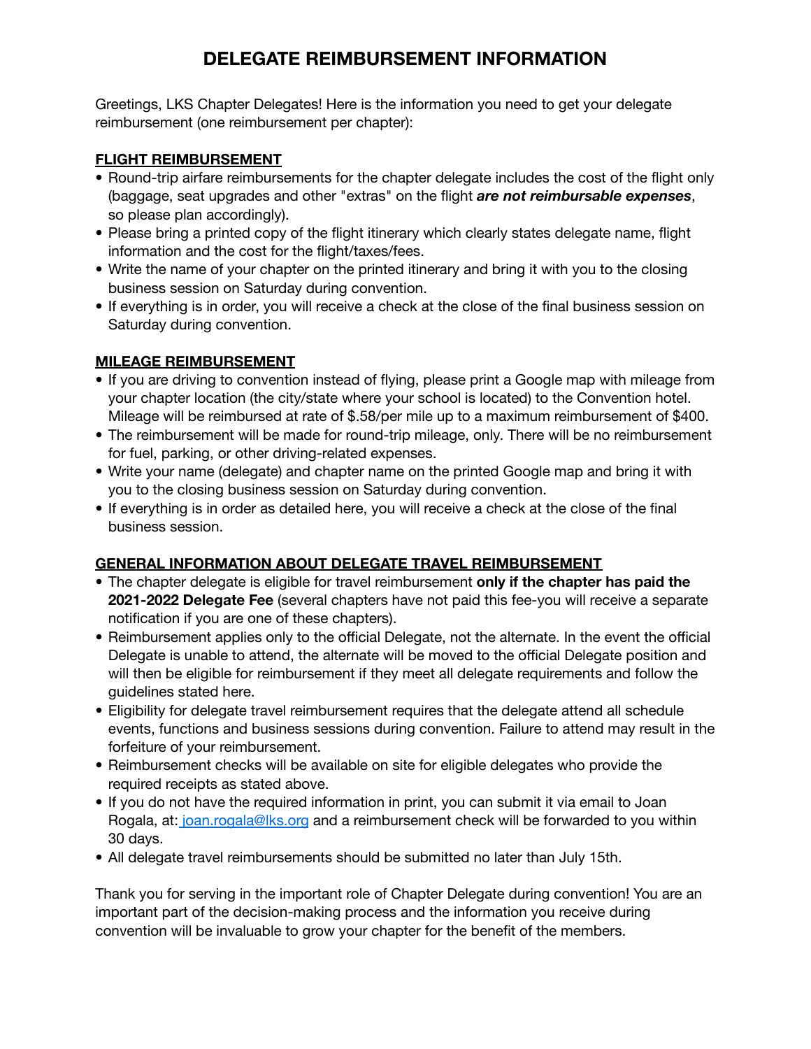# DELEGATE REIMBURSEMENT INFORMATION

Greetings, LKS Chapter Delegates! Here is the information you need to get your delegate reimbursement (one reimbursement per chapter):

**FLIGHT REIMBURSEMENT**

- Round-trip airfare reimbursements for the chapter delegate includes the cost of the flight only (baggage, seat upgrades and other "extras" on the flight ***are not reimbursable expenses***, so please plan accordingly).
- Please bring a printed copy of the flight itinerary which clearly states delegate name, flight information and the cost for the flight/taxes/fees.
- Write the name of your chapter on the printed itinerary and bring it with you to the closing business session on Saturday during convention.
- If everything is in order, you will receive a check at the close of the final business session on Saturday during convention.

**MILEAGE REIMBURSEMENT**

- If you are driving to convention instead of flying, please print a Google map with mileage from your chapter location (the city/state where your school is located) to the Convention hotel. Mileage will be reimbursed at rate of $.58/per mile up to a maximum reimbursement of $400.
- The reimbursement will be made for round-trip mileage, only. There will be no reimbursement for fuel, parking, or other driving-related expenses.
- Write your name (delegate) and chapter name on the printed Google map and bring it with you to the closing business session on Saturday during convention.
- If everything is in order as detailed here, you will receive a check at the close of the final business session.

**GENERAL INFORMATION ABOUT DELEGATE TRAVEL REIMBURSEMENT**

- The chapter delegate is eligible for travel reimbursement **only if the chapter has paid the 2021-2022 Delegate Fee** (several chapters have not paid this fee-you will receive a separate notification if you are one of these chapters).
- Reimbursement applies only to the official Delegate, not the alternate. In the event the official Delegate is unable to attend, the alternate will be moved to the official Delegate position and will then be eligible for reimbursement if they meet all delegate requirements and follow the guidelines stated here.
- Eligibility for delegate travel reimbursement requires that the delegate attend all schedule events, functions and business sessions during convention. Failure to attend may result in the forfeiture of your reimbursement.
- Reimbursement checks will be available on site for eligible delegates who provide the required receipts as stated above.
- If you do not have the required information in print, you can submit it via email to Joan Rogala, at: joan.rogala@lks.org and a reimbursement check will be forwarded to you within 30 days.
- All delegate travel reimbursements should be submitted no later than July 15th.

Thank you for serving in the important role of Chapter Delegate during convention! You are an important part of the decision-making process and the information you receive during convention will be invaluable to grow your chapter for the benefit of the members.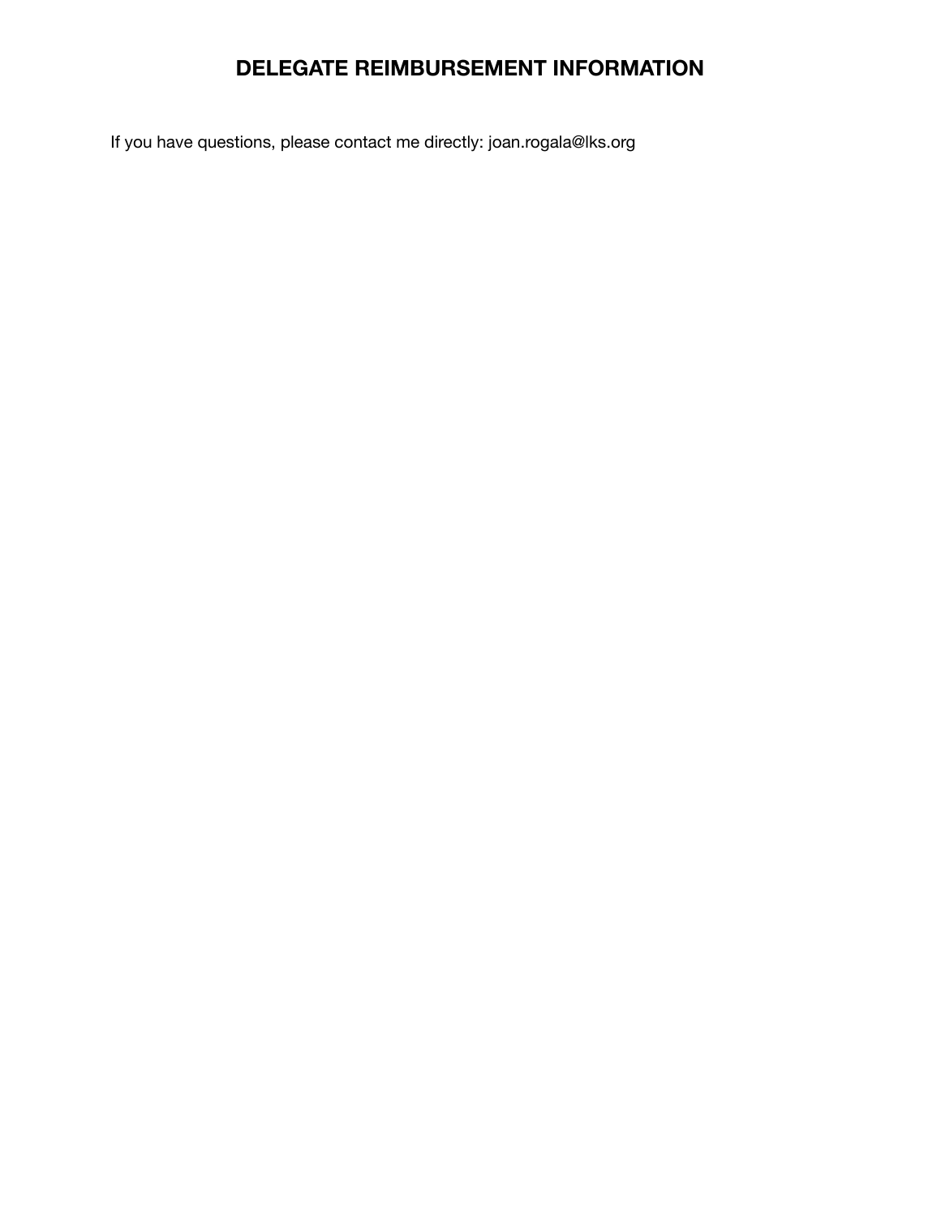# DELEGATE REIMBURSEMENT INFORMATION

If you have questions, please contact me directly: joan.rogala@lks.org